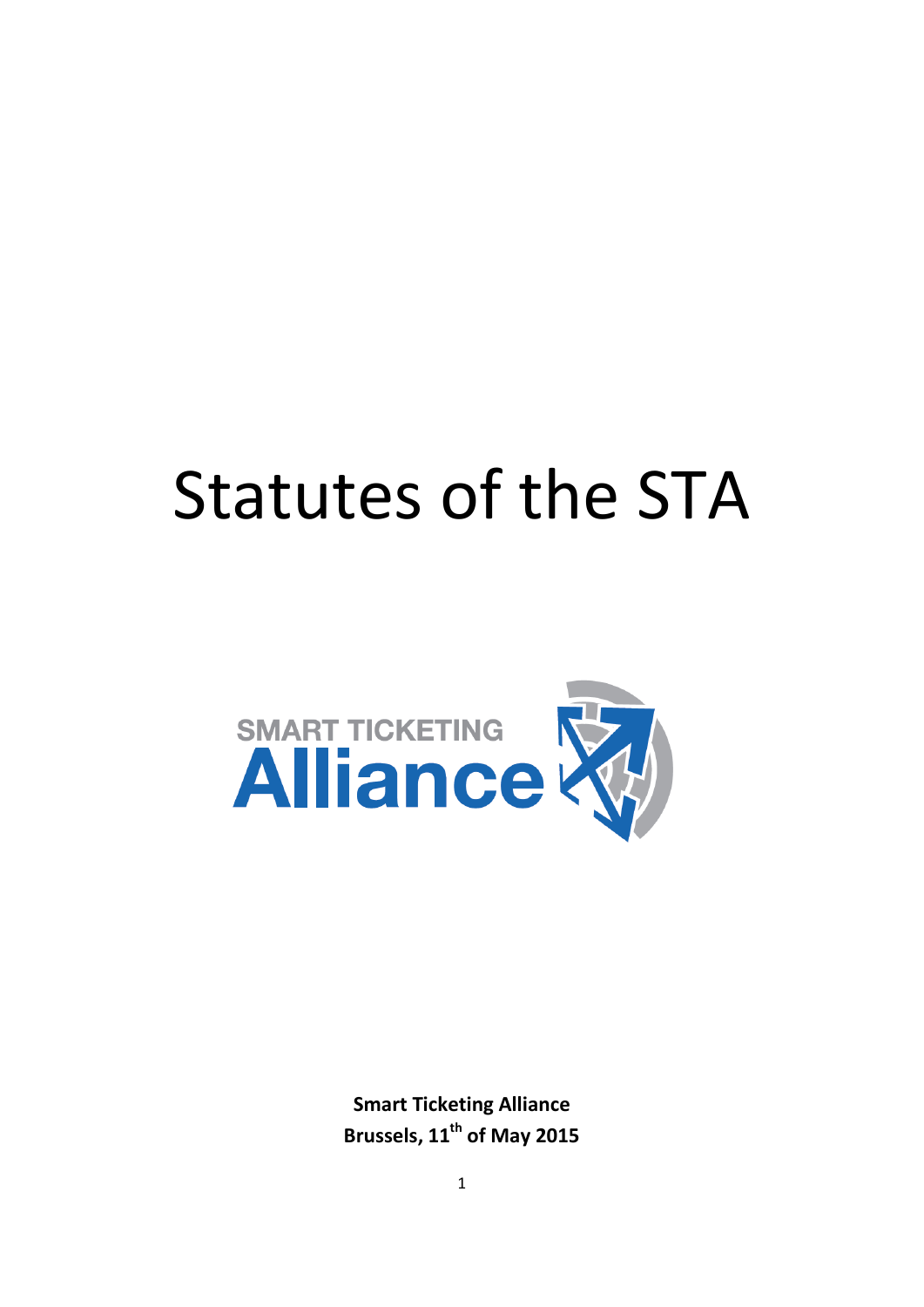# Statutes of the STA

SMART TICKETING

Alliance

**Smart Ticketing Alliance**
**Brussels, 11th of May 2015**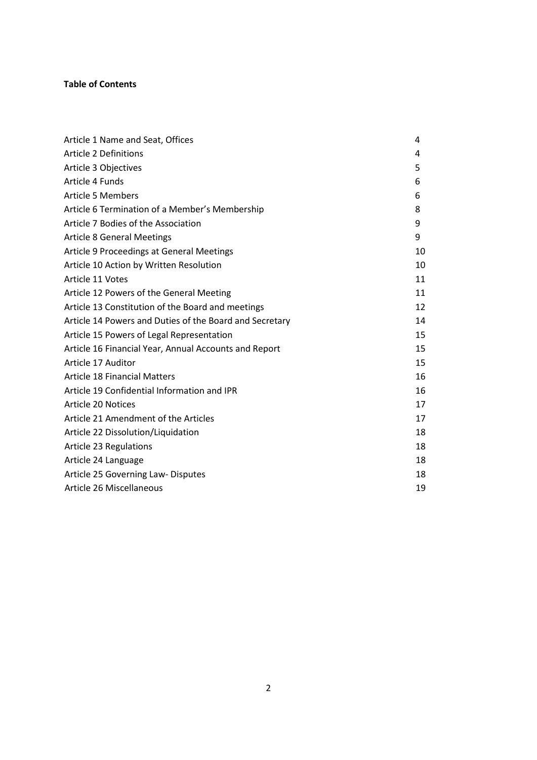**Table of Contents**

| | |
|---|---|
| Article 1 Name and Seat, Offices | 4 |
| Article 2 Definitions | 4 |
| Article 3 Objectives | 5 |
| Article 4 Funds | 6 |
| Article 5 Members | 6 |
| Article 6 Termination of a Member's Membership | 8 |
| Article 7 Bodies of the Association | 9 |
| Article 8 General Meetings | 9 |
| Article 9 Proceedings at General Meetings | 10 |
| Article 10 Action by Written Resolution | 10 |
| Article 11 Votes | 11 |
| Article 12 Powers of the General Meeting | 11 |
| Article 13 Constitution of the Board and meetings | 12 |
| Article 14 Powers and Duties of the Board and Secretary | 14 |
| Article 15 Powers of Legal Representation | 15 |
| Article 16 Financial Year, Annual Accounts and Report | 15 |
| Article 17 Auditor | 15 |
| Article 18 Financial Matters | 16 |
| Article 19 Confidential Information and IPR | 16 |
| Article 20 Notices | 17 |
| Article 21 Amendment of the Articles | 17 |
| Article 22 Dissolution/Liquidation | 18 |
| Article 23 Regulations | 18 |
| Article 24 Language | 18 |
| Article 25 Governing Law- Disputes | 18 |
| Article 26 Miscellaneous | 19 |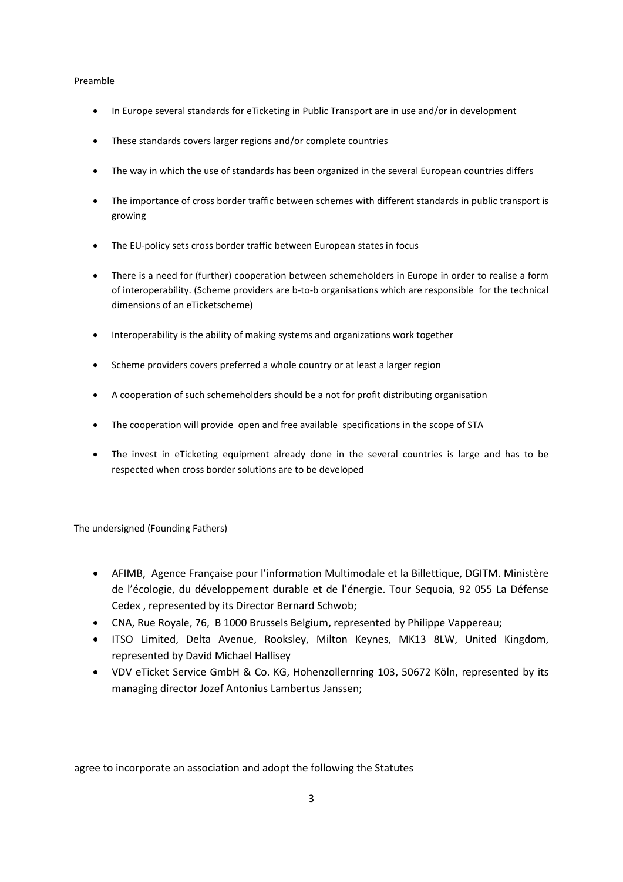Preamble

- In Europe several standards for eTicketing in Public Transport are in use and/or in development
- These standards covers larger regions and/or complete countries
- The way in which the use of standards has been organized in the several European countries differs
- The importance of cross border traffic between schemes with different standards in public transport is growing
- The EU-policy sets cross border traffic between European states in focus
- There is a need for (further) cooperation between schemeholders in Europe in order to realise a form of interoperability. (Scheme providers are b-to-b organisations which are responsible for the technical dimensions of an eTicketscheme)
- Interoperability is the ability of making systems and organizations work together
- Scheme providers covers preferred a whole country or at least a larger region
- A cooperation of such schemeholders should be a not for profit distributing organisation
- The cooperation will provide open and free available specifications in the scope of STA
- The invest in eTicketing equipment already done in the several countries is large and has to be respected when cross border solutions are to be developed

The undersigned (Founding Fathers)

- AFIMB, Agence Française pour l'information Multimodale et la Billettique, DGITM. Ministère de l'écologie, du développement durable et de l'énergie. Tour Sequoia, 92 055 La Défense Cedex , represented by its Director Bernard Schwob;
- CNA, Rue Royale, 76, B 1000 Brussels Belgium, represented by Philippe Vappereau;
- ITSO Limited, Delta Avenue, Rooksley, Milton Keynes, MK13 8LW, United Kingdom, represented by David Michael Hallisey
- VDV eTicket Service GmbH & Co. KG, Hohenzollernring 103, 50672 Köln, represented by its managing director Jozef Antonius Lambertus Janssen;

agree to incorporate an association and adopt the following the Statutes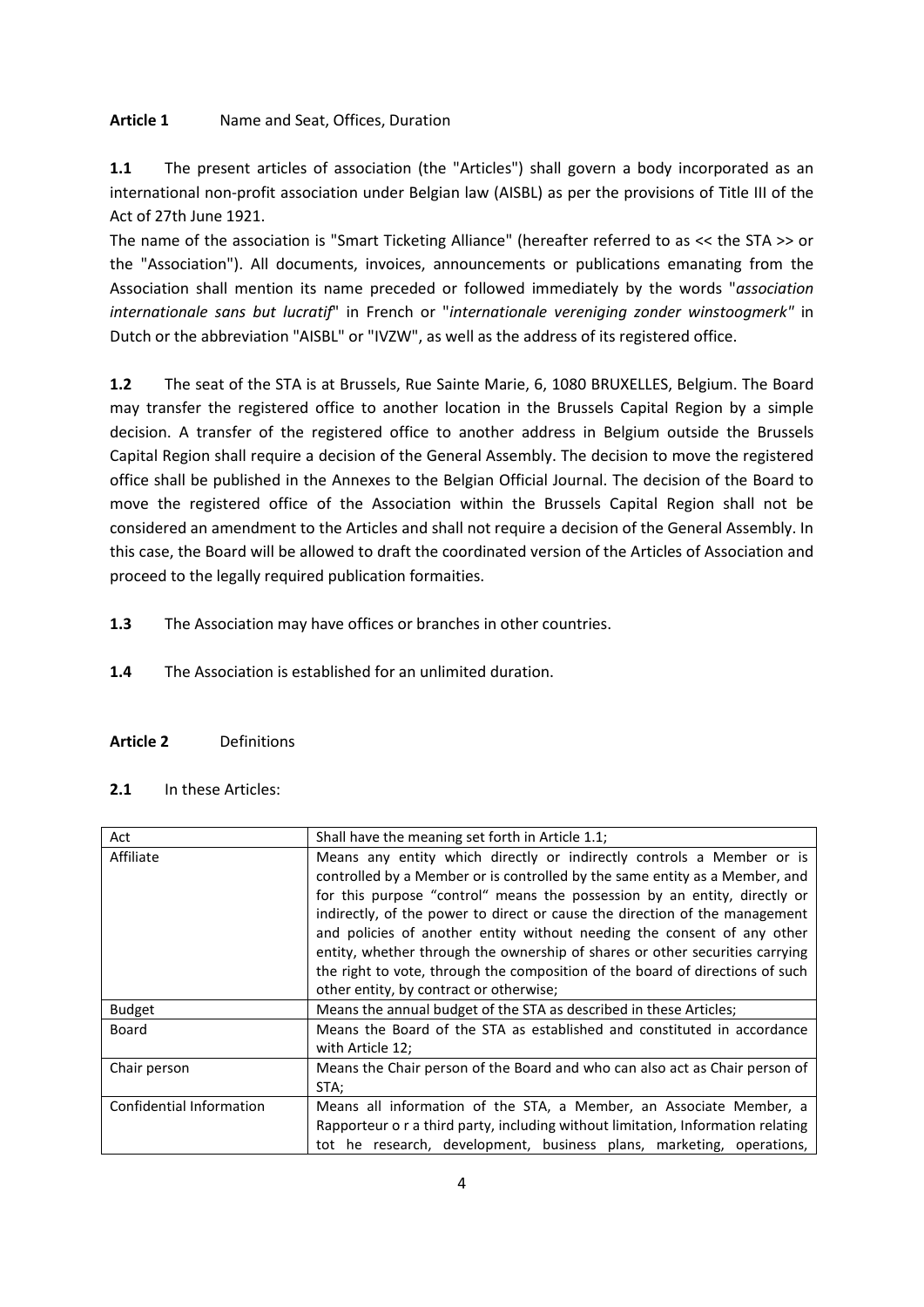**Article 1** Name and Seat, Offices, Duration

**1.1** The present articles of association (the "Articles") shall govern a body incorporated as an international non-profit association under Belgian law (AISBL) as per the provisions of Title III of the Act of 27th June 1921.

The name of the association is "Smart Ticketing Alliance" (hereafter referred to as << the STA >> or the "Association"). All documents, invoices, announcements or publications emanating from the Association shall mention its name preceded or followed immediately by the words "*association internationale sans but lucratif*" in French or "*internationale vereniging zonder winstoogmerk"* in Dutch or the abbreviation "AISBL" or "IVZW", as well as the address of its registered office.

**1.2** The seat of the STA is at Brussels, Rue Sainte Marie, 6, 1080 BRUXELLES, Belgium. The Board may transfer the registered office to another location in the Brussels Capital Region by a simple decision. A transfer of the registered office to another address in Belgium outside the Brussels Capital Region shall require a decision of the General Assembly. The decision to move the registered office shall be published in the Annexes to the Belgian Official Journal. The decision of the Board to move the registered office of the Association within the Brussels Capital Region shall not be considered an amendment to the Articles and shall not require a decision of the General Assembly. In this case, the Board will be allowed to draft the coordinated version of the Articles of Association and proceed to the legally required publication formaities.

**1.3** The Association may have offices or branches in other countries.

**1.4** The Association is established for an unlimited duration.

**Article 2** Definitions

**2.1** In these Articles:

| Act | Shall have the meaning set forth in Article 1.1; |
|---|---|
| Affiliate | Means any entity which directly or indirectly controls a Member or is controlled by a Member or is controlled by the same entity as a Member, and for this purpose "control" means the possession by an entity, directly or indirectly, of the power to direct or cause the direction of the management and policies of another entity without needing the consent of any other entity, whether through the ownership of shares or other securities carrying the right to vote, through the composition of the board of directions of such other entity, by contract or otherwise; |
| Budget | Means the annual budget of the STA as described in these Articles; |
| Board | Means the Board of the STA as established and constituted in accordance with Article 12; |
| Chair person | Means the Chair person of the Board and who can also act as Chair person of STA; |
| Confidential Information | Means all information of the STA, a Member, an Associate Member, a Rapporteur o r a third party, including without limitation, Information relating tot he research, development, business plans, marketing, operations, |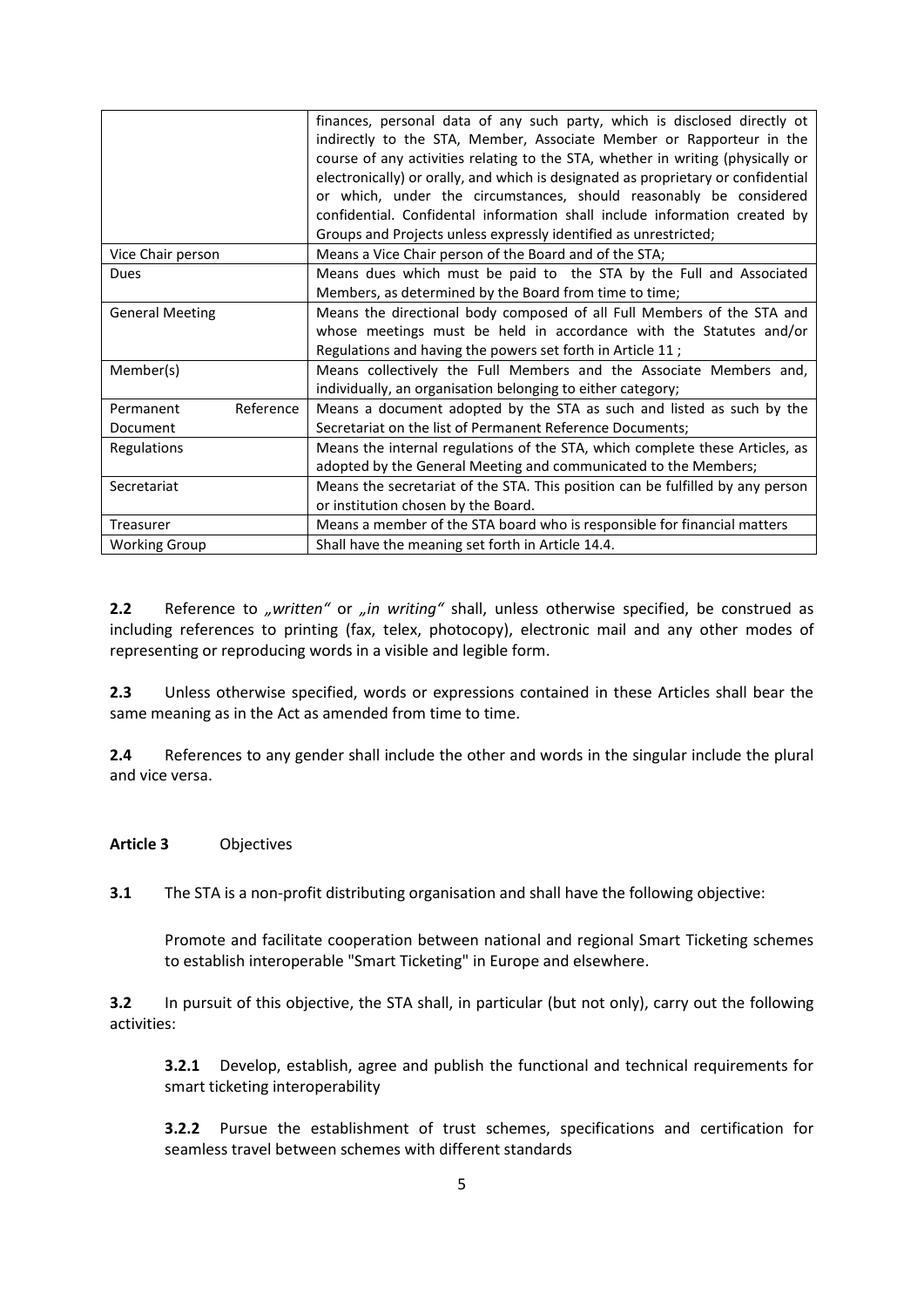| | |
|---|---|
| | finances, personal data of any such party, which is disclosed directly ot indirectly to the STA, Member, Associate Member or Rapporteur in the course of any activities relating to the STA, whether in writing (physically or electronically) or orally, and which is designated as proprietary or confidential or which, under the circumstances, should reasonably be considered confidential. Confidental information shall include information created by Groups and Projects unless expressly identified as unrestricted; |
| Vice Chair person | Means a Vice Chair person of the Board and of the STA; |
| Dues | Means dues which must be paid to the STA by the Full and Associated Members, as determined by the Board from time to time; |
| General Meeting | Means the directional body composed of all Full Members of the STA and whose meetings must be held in accordance with the Statutes and/or Regulations and having the powers set forth in Article 11 ; |
| Member(s) | Means collectively the Full Members and the Associate Members and, individually, an organisation belonging to either category; |
| Permanent Reference Document | Means a document adopted by the STA as such and listed as such by the Secretariat on the list of Permanent Reference Documents; |
| Regulations | Means the internal regulations of the STA, which complete these Articles, as adopted by the General Meeting and communicated to the Members; |
| Secretariat | Means the secretariat of the STA. This position can be fulfilled by any person or institution chosen by the Board. |
| Treasurer | Means a member of the STA board who is responsible for financial matters |
| Working Group | Shall have the meaning set forth in Article 14.4. |

**2.2** Reference to *„written"* or *„in writing"* shall, unless otherwise specified, be construed as including references to printing (fax, telex, photocopy), electronic mail and any other modes of representing or reproducing words in a visible and legible form.

**2.3** Unless otherwise specified, words or expressions contained in these Articles shall bear the same meaning as in the Act as amended from time to time.

**2.4** References to any gender shall include the other and words in the singular include the plural and vice versa.

**Article 3** Objectives

**3.1** The STA is a non-profit distributing organisation and shall have the following objective:

Promote and facilitate cooperation between national and regional Smart Ticketing schemes to establish interoperable "Smart Ticketing" in Europe and elsewhere.

**3.2** In pursuit of this objective, the STA shall, in particular (but not only), carry out the following activities:

**3.2.1** Develop, establish, agree and publish the functional and technical requirements for smart ticketing interoperability

**3.2.2** Pursue the establishment of trust schemes, specifications and certification for seamless travel between schemes with different standards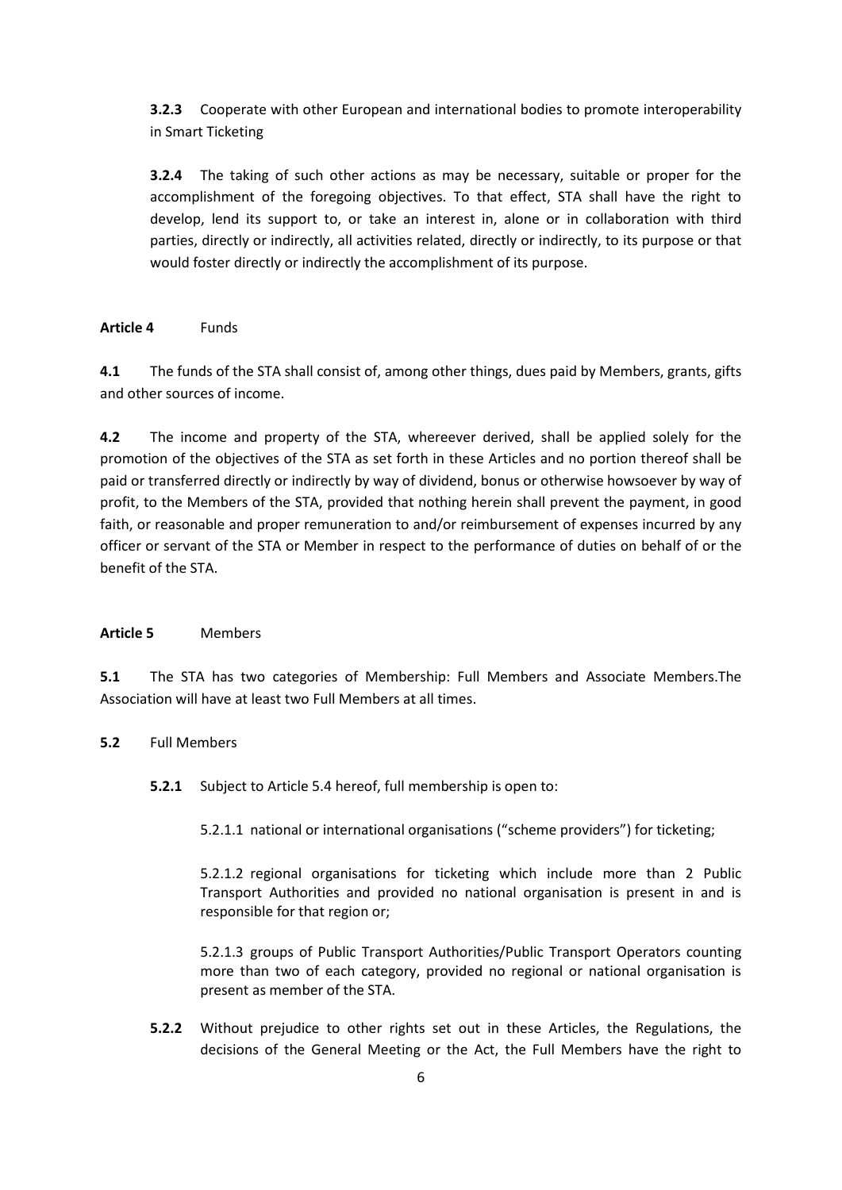**3.2.3** Cooperate with other European and international bodies to promote interoperability in Smart Ticketing

**3.2.4** The taking of such other actions as may be necessary, suitable or proper for the accomplishment of the foregoing objectives. To that effect, STA shall have the right to develop, lend its support to, or take an interest in, alone or in collaboration with third parties, directly or indirectly, all activities related, directly or indirectly, to its purpose or that would foster directly or indirectly the accomplishment of its purpose.

**Article 4** Funds

**4.1** The funds of the STA shall consist of, among other things, dues paid by Members, grants, gifts and other sources of income.

**4.2** The income and property of the STA, whereever derived, shall be applied solely for the promotion of the objectives of the STA as set forth in these Articles and no portion thereof shall be paid or transferred directly or indirectly by way of dividend, bonus or otherwise howsoever by way of profit, to the Members of the STA, provided that nothing herein shall prevent the payment, in good faith, or reasonable and proper remuneration to and/or reimbursement of expenses incurred by any officer or servant of the STA or Member in respect to the performance of duties on behalf of or the benefit of the STA.

**Article 5** Members

**5.1** The STA has two categories of Membership: Full Members and Associate Members.The Association will have at least two Full Members at all times.

**5.2** Full Members

**5.2.1** Subject to Article 5.4 hereof, full membership is open to:

5.2.1.1 national or international organisations ("scheme providers") for ticketing;

5.2.1.2 regional organisations for ticketing which include more than 2 Public Transport Authorities and provided no national organisation is present in and is responsible for that region or;

5.2.1.3 groups of Public Transport Authorities/Public Transport Operators counting more than two of each category, provided no regional or national organisation is present as member of the STA.

**5.2.2** Without prejudice to other rights set out in these Articles, the Regulations, the decisions of the General Meeting or the Act, the Full Members have the right to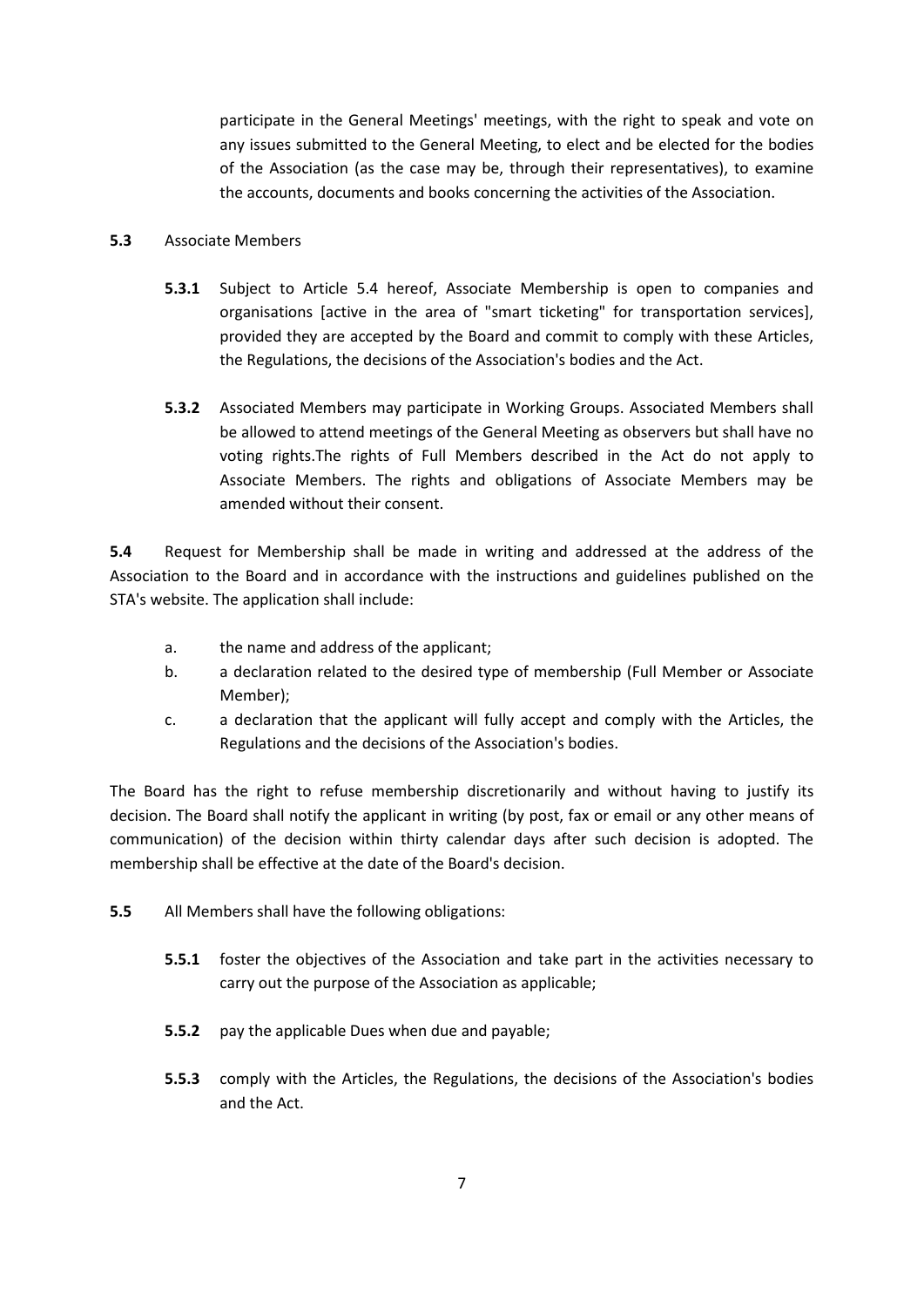participate in the General Meetings' meetings, with the right to speak and vote on any issues submitted to the General Meeting, to elect and be elected for the bodies of the Association (as the case may be, through their representatives), to examine the accounts, documents and books concerning the activities of the Association.

**5.3** Associate Members

**5.3.1** Subject to Article 5.4 hereof, Associate Membership is open to companies and organisations [active in the area of "smart ticketing" for transportation services], provided they are accepted by the Board and commit to comply with these Articles, the Regulations, the decisions of the Association's bodies and the Act.

**5.3.2** Associated Members may participate in Working Groups. Associated Members shall be allowed to attend meetings of the General Meeting as observers but shall have no voting rights.The rights of Full Members described in the Act do not apply to Associate Members. The rights and obligations of Associate Members may be amended without their consent.

**5.4** Request for Membership shall be made in writing and addressed at the address of the Association to the Board and in accordance with the instructions and guidelines published on the STA's website. The application shall include:

a. the name and address of the applicant;

b. a declaration related to the desired type of membership (Full Member or Associate Member);

c. a declaration that the applicant will fully accept and comply with the Articles, the Regulations and the decisions of the Association's bodies.

The Board has the right to refuse membership discretionarily and without having to justify its decision. The Board shall notify the applicant in writing (by post, fax or email or any other means of communication) of the decision within thirty calendar days after such decision is adopted. The membership shall be effective at the date of the Board's decision.

**5.5** All Members shall have the following obligations:

**5.5.1** foster the objectives of the Association and take part in the activities necessary to carry out the purpose of the Association as applicable;

**5.5.2** pay the applicable Dues when due and payable;

**5.5.3** comply with the Articles, the Regulations, the decisions of the Association's bodies and the Act.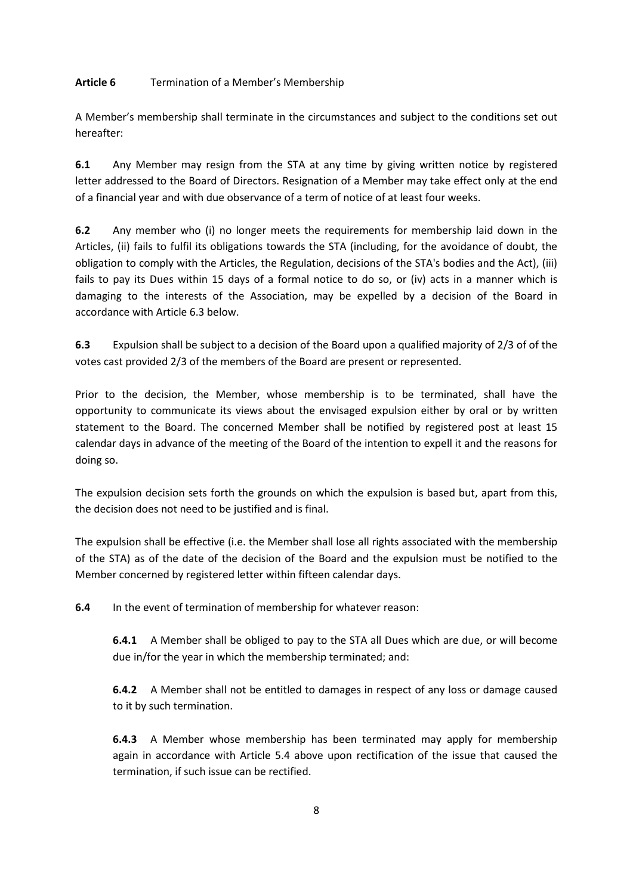**Article 6** Termination of a Member's Membership

A Member's membership shall terminate in the circumstances and subject to the conditions set out hereafter:

**6.1** Any Member may resign from the STA at any time by giving written notice by registered letter addressed to the Board of Directors. Resignation of a Member may take effect only at the end of a financial year and with due observance of a term of notice of at least four weeks.

**6.2** Any member who (i) no longer meets the requirements for membership laid down in the Articles, (ii) fails to fulfil its obligations towards the STA (including, for the avoidance of doubt, the obligation to comply with the Articles, the Regulation, decisions of the STA's bodies and the Act), (iii) fails to pay its Dues within 15 days of a formal notice to do so, or (iv) acts in a manner which is damaging to the interests of the Association, may be expelled by a decision of the Board in accordance with Article 6.3 below.

**6.3** Expulsion shall be subject to a decision of the Board upon a qualified majority of 2/3 of of the votes cast provided 2/3 of the members of the Board are present or represented.

Prior to the decision, the Member, whose membership is to be terminated, shall have the opportunity to communicate its views about the envisaged expulsion either by oral or by written statement to the Board. The concerned Member shall be notified by registered post at least 15 calendar days in advance of the meeting of the Board of the intention to expell it and the reasons for doing so.

The expulsion decision sets forth the grounds on which the expulsion is based but, apart from this, the decision does not need to be justified and is final.

The expulsion shall be effective (i.e. the Member shall lose all rights associated with the membership of the STA) as of the date of the decision of the Board and the expulsion must be notified to the Member concerned by registered letter within fifteen calendar days.

**6.4** In the event of termination of membership for whatever reason:

**6.4.1** A Member shall be obliged to pay to the STA all Dues which are due, or will become due in/for the year in which the membership terminated; and:

**6.4.2** A Member shall not be entitled to damages in respect of any loss or damage caused to it by such termination.

**6.4.3** A Member whose membership has been terminated may apply for membership again in accordance with Article 5.4 above upon rectification of the issue that caused the termination, if such issue can be rectified.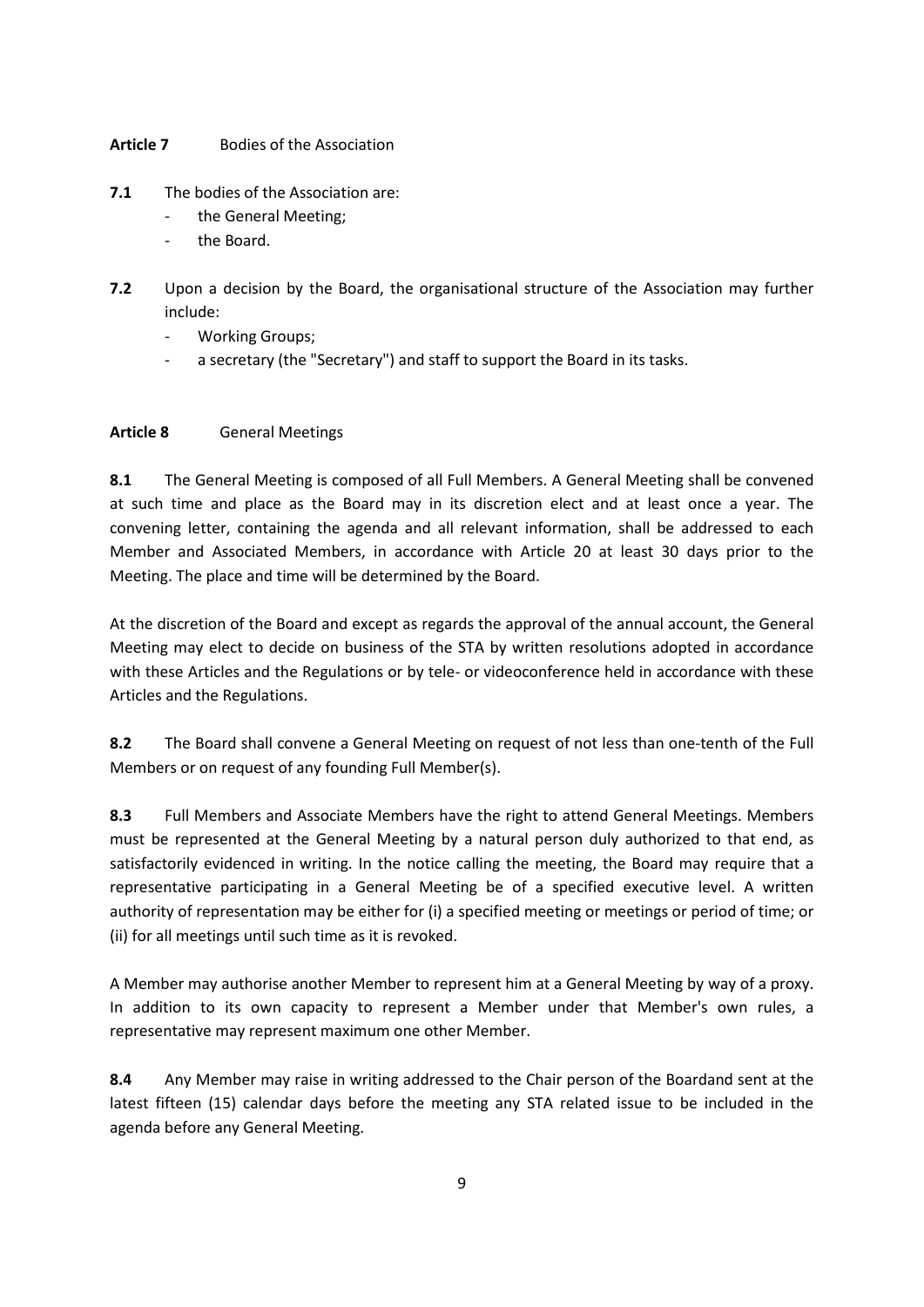**Article 7** Bodies of the Association

**7.1** The bodies of the Association are:

- the General Meeting;
- the Board.

**7.2** Upon a decision by the Board, the organisational structure of the Association may further include:

- Working Groups;
- a secretary (the "Secretary") and staff to support the Board in its tasks.

**Article 8** General Meetings

**8.1** The General Meeting is composed of all Full Members. A General Meeting shall be convened at such time and place as the Board may in its discretion elect and at least once a year. The convening letter, containing the agenda and all relevant information, shall be addressed to each Member and Associated Members, in accordance with Article 20 at least 30 days prior to the Meeting. The place and time will be determined by the Board.

At the discretion of the Board and except as regards the approval of the annual account, the General Meeting may elect to decide on business of the STA by written resolutions adopted in accordance with these Articles and the Regulations or by tele- or videoconference held in accordance with these Articles and the Regulations.

**8.2** The Board shall convene a General Meeting on request of not less than one-tenth of the Full Members or on request of any founding Full Member(s).

**8.3** Full Members and Associate Members have the right to attend General Meetings. Members must be represented at the General Meeting by a natural person duly authorized to that end, as satisfactorily evidenced in writing. In the notice calling the meeting, the Board may require that a representative participating in a General Meeting be of a specified executive level. A written authority of representation may be either for (i) a specified meeting or meetings or period of time; or (ii) for all meetings until such time as it is revoked.

A Member may authorise another Member to represent him at a General Meeting by way of a proxy. In addition to its own capacity to represent a Member under that Member's own rules, a representative may represent maximum one other Member.

**8.4** Any Member may raise in writing addressed to the Chair person of the Boardand sent at the latest fifteen (15) calendar days before the meeting any STA related issue to be included in the agenda before any General Meeting.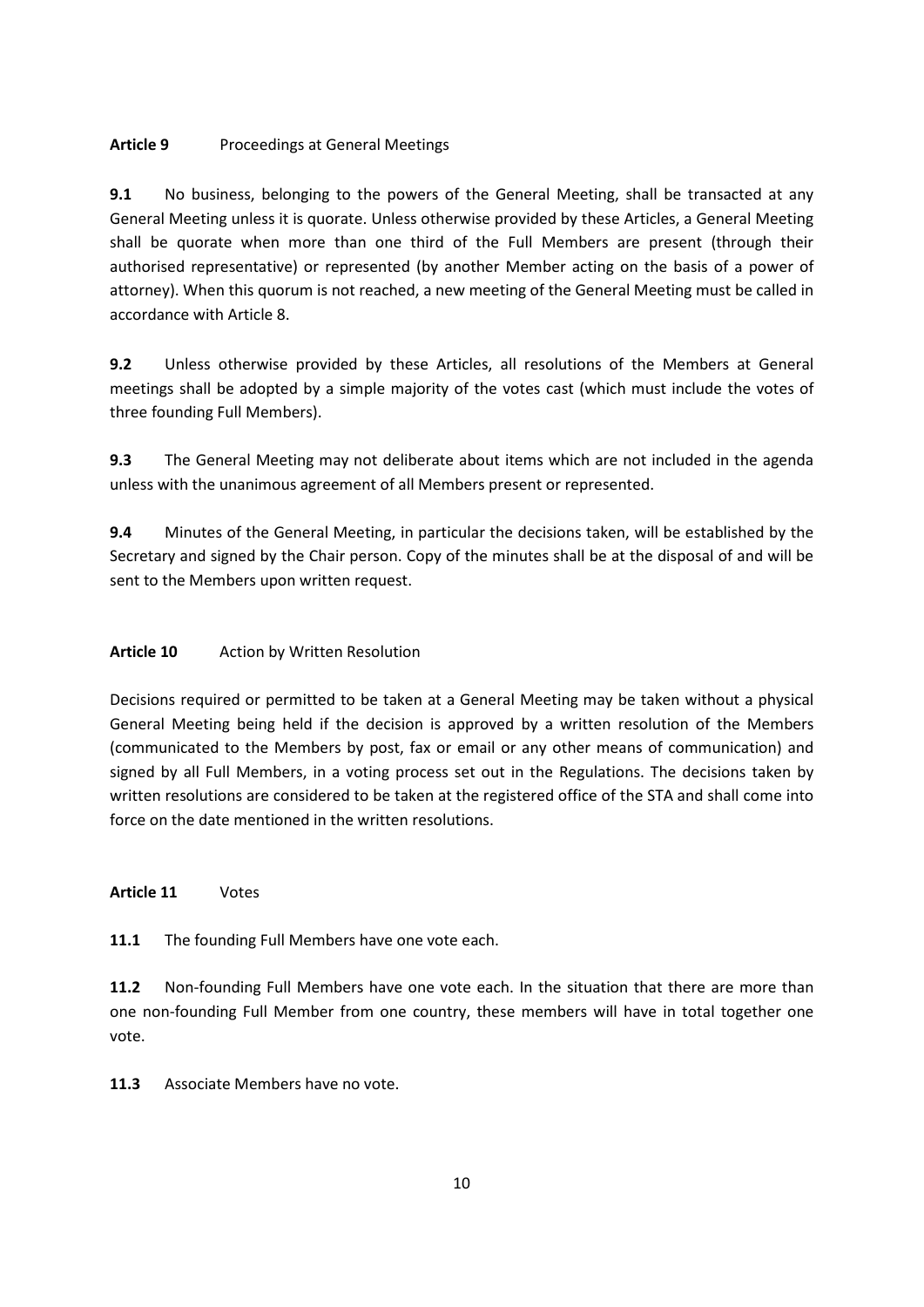## Article 9 Proceedings at General Meetings

**9.1** No business, belonging to the powers of the General Meeting, shall be transacted at any General Meeting unless it is quorate. Unless otherwise provided by these Articles, a General Meeting shall be quorate when more than one third of the Full Members are present (through their authorised representative) or represented (by another Member acting on the basis of a power of attorney). When this quorum is not reached, a new meeting of the General Meeting must be called in accordance with Article 8.

**9.2** Unless otherwise provided by these Articles, all resolutions of the Members at General meetings shall be adopted by a simple majority of the votes cast (which must include the votes of three founding Full Members).

**9.3** The General Meeting may not deliberate about items which are not included in the agenda unless with the unanimous agreement of all Members present or represented.

**9.4** Minutes of the General Meeting, in particular the decisions taken, will be established by the Secretary and signed by the Chair person. Copy of the minutes shall be at the disposal of and will be sent to the Members upon written request.

## Article 10 Action by Written Resolution

Decisions required or permitted to be taken at a General Meeting may be taken without a physical General Meeting being held if the decision is approved by a written resolution of the Members (communicated to the Members by post, fax or email or any other means of communication) and signed by all Full Members, in a voting process set out in the Regulations. The decisions taken by written resolutions are considered to be taken at the registered office of the STA and shall come into force on the date mentioned in the written resolutions.

## Article 11 Votes

**11.1** The founding Full Members have one vote each.

**11.2** Non-founding Full Members have one vote each. In the situation that there are more than one non-founding Full Member from one country, these members will have in total together one vote.

**11.3** Associate Members have no vote.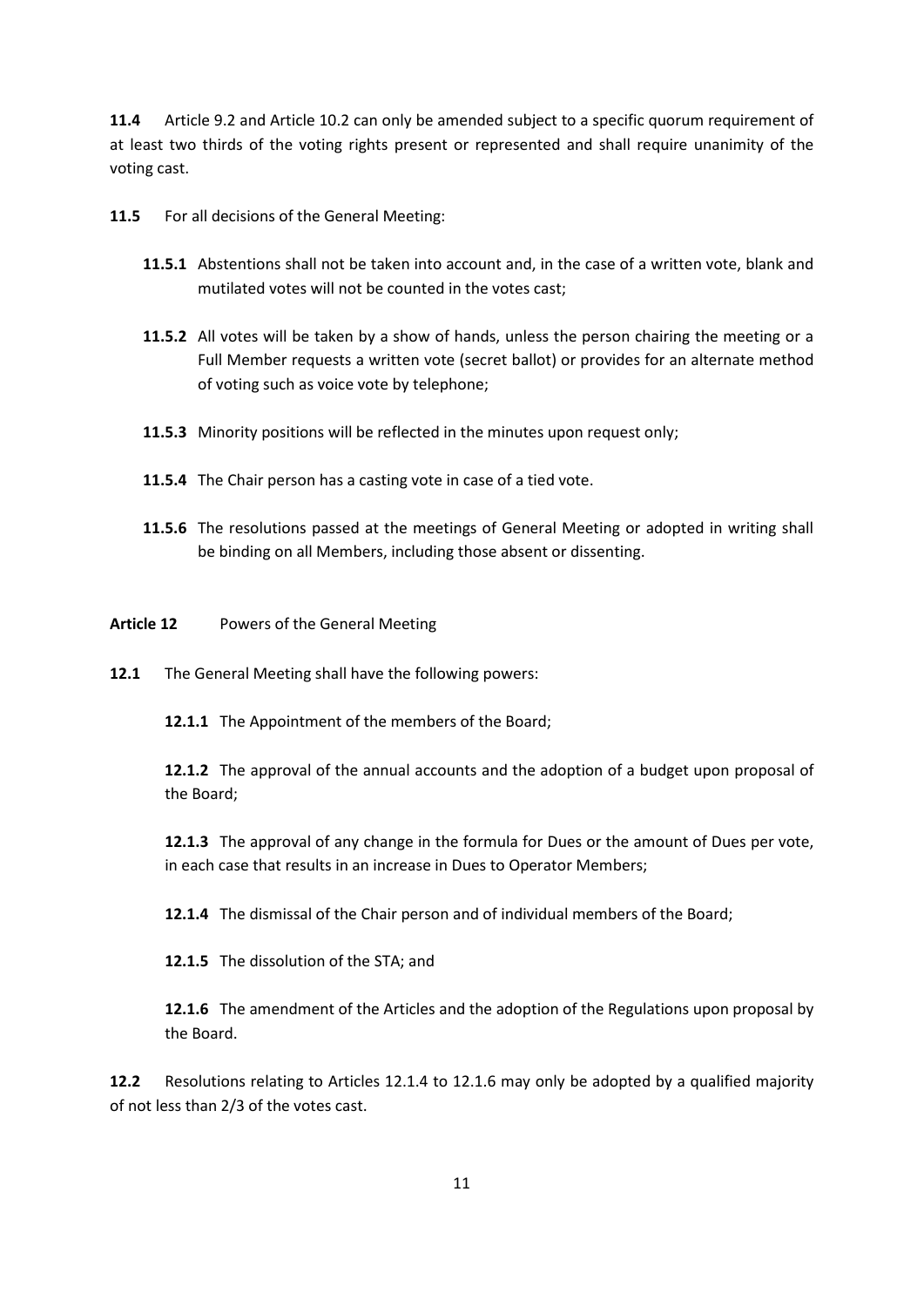**11.4** Article 9.2 and Article 10.2 can only be amended subject to a specific quorum requirement of at least two thirds of the voting rights present or represented and shall require unanimity of the voting cast.

**11.5** For all decisions of the General Meeting:

**11.5.1** Abstentions shall not be taken into account and, in the case of a written vote, blank and mutilated votes will not be counted in the votes cast;

**11.5.2** All votes will be taken by a show of hands, unless the person chairing the meeting or a Full Member requests a written vote (secret ballot) or provides for an alternate method of voting such as voice vote by telephone;

**11.5.3** Minority positions will be reflected in the minutes upon request only;

**11.5.4** The Chair person has a casting vote in case of a tied vote.

**11.5.6** The resolutions passed at the meetings of General Meeting or adopted in writing shall be binding on all Members, including those absent or dissenting.

**Article 12** Powers of the General Meeting

**12.1** The General Meeting shall have the following powers:

**12.1.1** The Appointment of the members of the Board;

**12.1.2** The approval of the annual accounts and the adoption of a budget upon proposal of the Board;

**12.1.3** The approval of any change in the formula for Dues or the amount of Dues per vote, in each case that results in an increase in Dues to Operator Members;

**12.1.4** The dismissal of the Chair person and of individual members of the Board;

**12.1.5** The dissolution of the STA; and

**12.1.6** The amendment of the Articles and the adoption of the Regulations upon proposal by the Board.

**12.2** Resolutions relating to Articles 12.1.4 to 12.1.6 may only be adopted by a qualified majority of not less than 2/3 of the votes cast.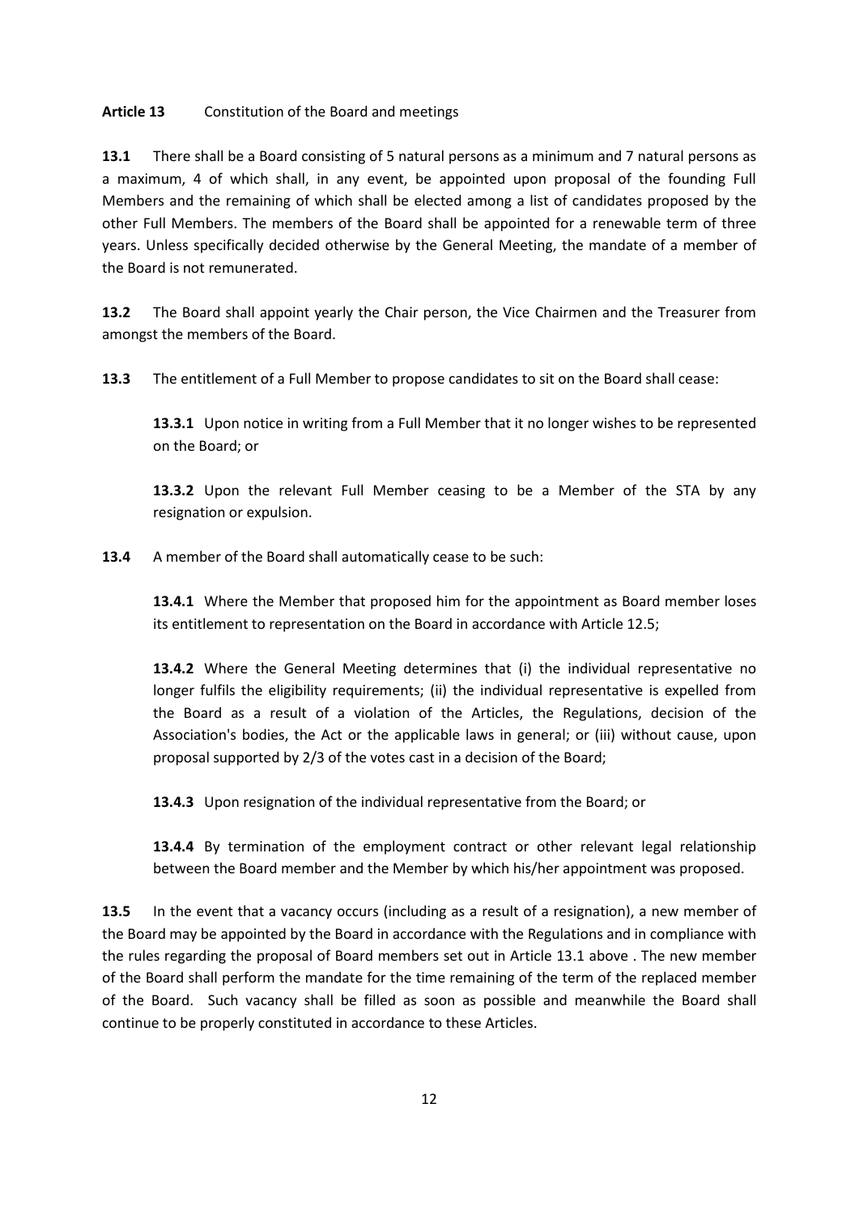**Article 13** Constitution of the Board and meetings

**13.1** There shall be a Board consisting of 5 natural persons as a minimum and 7 natural persons as a maximum, 4 of which shall, in any event, be appointed upon proposal of the founding Full Members and the remaining of which shall be elected among a list of candidates proposed by the other Full Members. The members of the Board shall be appointed for a renewable term of three years. Unless specifically decided otherwise by the General Meeting, the mandate of a member of the Board is not remunerated.

**13.2** The Board shall appoint yearly the Chair person, the Vice Chairmen and the Treasurer from amongst the members of the Board.

**13.3** The entitlement of a Full Member to propose candidates to sit on the Board shall cease:

> **13.3.1** Upon notice in writing from a Full Member that it no longer wishes to be represented on the Board; or
>
> **13.3.2** Upon the relevant Full Member ceasing to be a Member of the STA by any resignation or expulsion.

**13.4** A member of the Board shall automatically cease to be such:

> **13.4.1** Where the Member that proposed him for the appointment as Board member loses its entitlement to representation on the Board in accordance with Article 12.5;
>
> **13.4.2** Where the General Meeting determines that (i) the individual representative no longer fulfils the eligibility requirements; (ii) the individual representative is expelled from the Board as a result of a violation of the Articles, the Regulations, decision of the Association's bodies, the Act or the applicable laws in general; or (iii) without cause, upon proposal supported by 2/3 of the votes cast in a decision of the Board;
>
> **13.4.3** Upon resignation of the individual representative from the Board; or
>
> **13.4.4** By termination of the employment contract or other relevant legal relationship between the Board member and the Member by which his/her appointment was proposed.

**13.5** In the event that a vacancy occurs (including as a result of a resignation), a new member of the Board may be appointed by the Board in accordance with the Regulations and in compliance with the rules regarding the proposal of Board members set out in Article 13.1 above . The new member of the Board shall perform the mandate for the time remaining of the term of the replaced member of the Board. Such vacancy shall be filled as soon as possible and meanwhile the Board shall continue to be properly constituted in accordance to these Articles.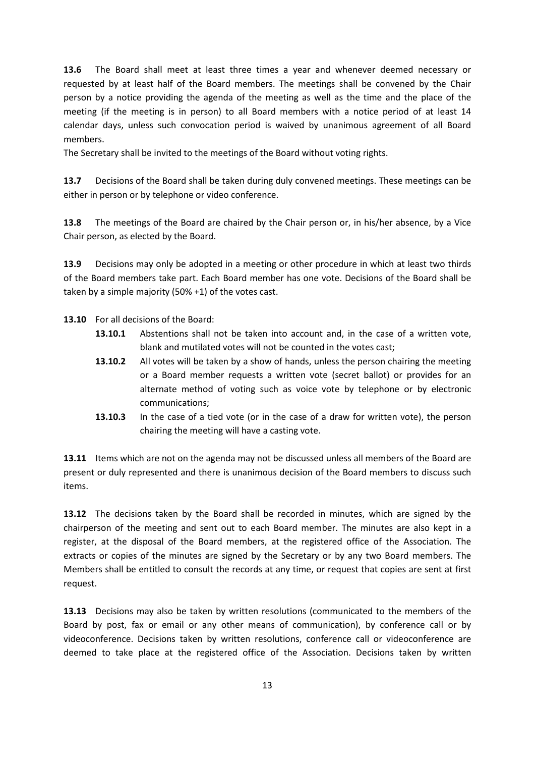**13.6** The Board shall meet at least three times a year and whenever deemed necessary or requested by at least half of the Board members. The meetings shall be convened by the Chair person by a notice providing the agenda of the meeting as well as the time and the place of the meeting (if the meeting is in person) to all Board members with a notice period of at least 14 calendar days, unless such convocation period is waived by unanimous agreement of all Board members.

The Secretary shall be invited to the meetings of the Board without voting rights.

**13.7** Decisions of the Board shall be taken during duly convened meetings. These meetings can be either in person or by telephone or video conference.

**13.8** The meetings of the Board are chaired by the Chair person or, in his/her absence, by a Vice Chair person, as elected by the Board.

**13.9** Decisions may only be adopted in a meeting or other procedure in which at least two thirds of the Board members take part. Each Board member has one vote. Decisions of the Board shall be taken by a simple majority (50% +1) of the votes cast.

**13.10** For all decisions of the Board:

- **13.10.1** Abstentions shall not be taken into account and, in the case of a written vote, blank and mutilated votes will not be counted in the votes cast;
- **13.10.2** All votes will be taken by a show of hands, unless the person chairing the meeting or a Board member requests a written vote (secret ballot) or provides for an alternate method of voting such as voice vote by telephone or by electronic communications;
- **13.10.3** In the case of a tied vote (or in the case of a draw for written vote), the person chairing the meeting will have a casting vote.

**13.11** Items which are not on the agenda may not be discussed unless all members of the Board are present or duly represented and there is unanimous decision of the Board members to discuss such items.

**13.12** The decisions taken by the Board shall be recorded in minutes, which are signed by the chairperson of the meeting and sent out to each Board member. The minutes are also kept in a register, at the disposal of the Board members, at the registered office of the Association. The extracts or copies of the minutes are signed by the Secretary or by any two Board members. The Members shall be entitled to consult the records at any time, or request that copies are sent at first request.

**13.13** Decisions may also be taken by written resolutions (communicated to the members of the Board by post, fax or email or any other means of communication), by conference call or by videoconference. Decisions taken by written resolutions, conference call or videoconference are deemed to take place at the registered office of the Association. Decisions taken by written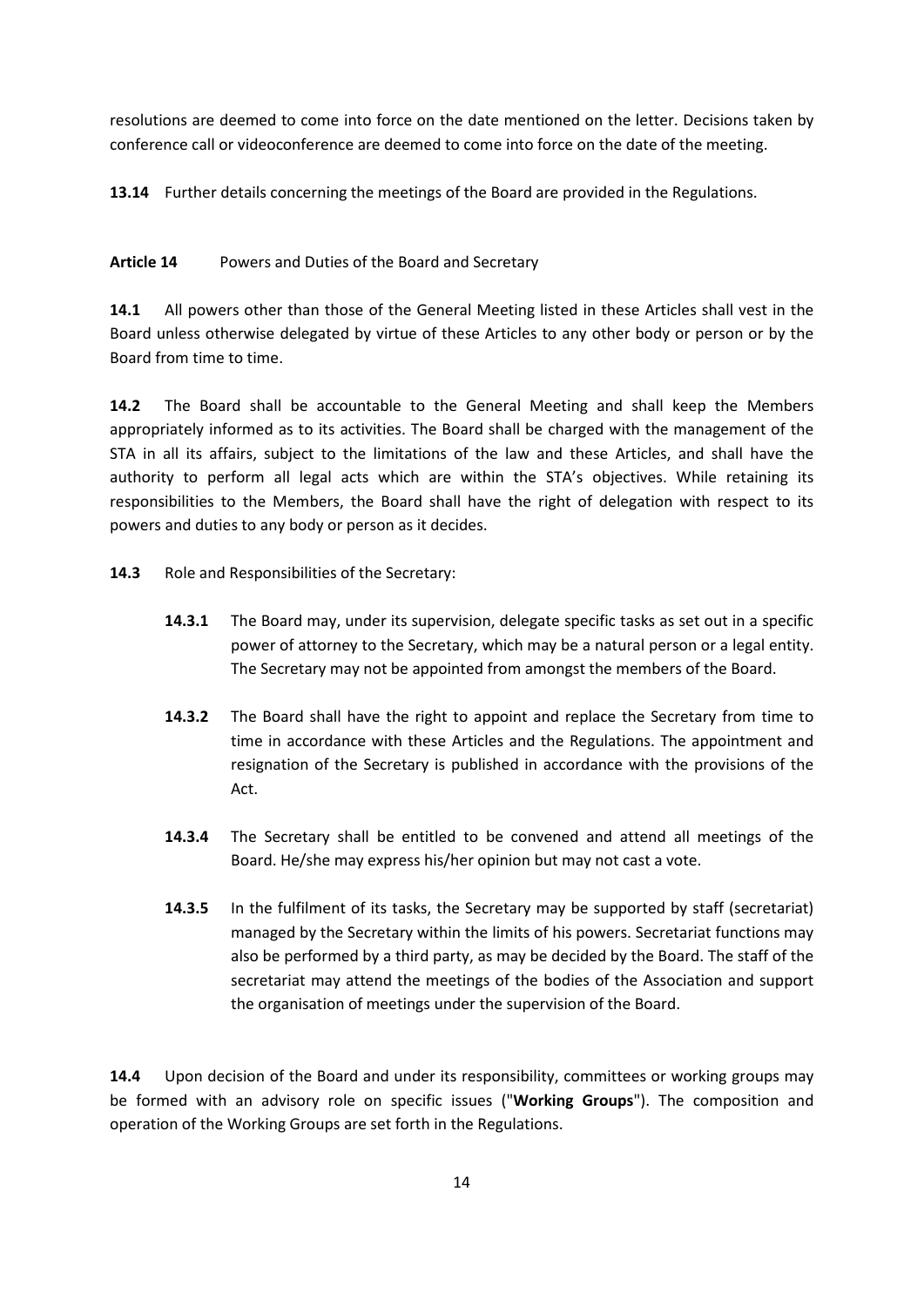resolutions are deemed to come into force on the date mentioned on the letter. Decisions taken by conference call or videoconference are deemed to come into force on the date of the meeting.

**13.14** Further details concerning the meetings of the Board are provided in the Regulations.

**Article 14** Powers and Duties of the Board and Secretary

**14.1** All powers other than those of the General Meeting listed in these Articles shall vest in the Board unless otherwise delegated by virtue of these Articles to any other body or person or by the Board from time to time.

**14.2** The Board shall be accountable to the General Meeting and shall keep the Members appropriately informed as to its activities. The Board shall be charged with the management of the STA in all its affairs, subject to the limitations of the law and these Articles, and shall have the authority to perform all legal acts which are within the STA's objectives. While retaining its responsibilities to the Members, the Board shall have the right of delegation with respect to its powers and duties to any body or person as it decides.

**14.3** Role and Responsibilities of the Secretary:

**14.3.1** The Board may, under its supervision, delegate specific tasks as set out in a specific power of attorney to the Secretary, which may be a natural person or a legal entity. The Secretary may not be appointed from amongst the members of the Board.

**14.3.2** The Board shall have the right to appoint and replace the Secretary from time to time in accordance with these Articles and the Regulations. The appointment and resignation of the Secretary is published in accordance with the provisions of the Act.

**14.3.4** The Secretary shall be entitled to be convened and attend all meetings of the Board. He/she may express his/her opinion but may not cast a vote.

**14.3.5** In the fulfilment of its tasks, the Secretary may be supported by staff (secretariat) managed by the Secretary within the limits of his powers. Secretariat functions may also be performed by a third party, as may be decided by the Board. The staff of the secretariat may attend the meetings of the bodies of the Association and support the organisation of meetings under the supervision of the Board.

**14.4** Upon decision of the Board and under its responsibility, committees or working groups may be formed with an advisory role on specific issues ("**Working Groups**"). The composition and operation of the Working Groups are set forth in the Regulations.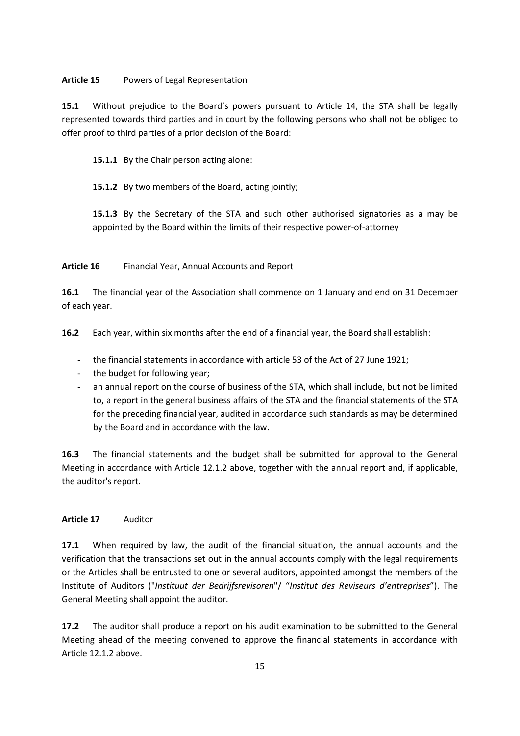**Article 15** Powers of Legal Representation

**15.1** Without prejudice to the Board's powers pursuant to Article 14, the STA shall be legally represented towards third parties and in court by the following persons who shall not be obliged to offer proof to third parties of a prior decision of the Board:

**15.1.1** By the Chair person acting alone:

**15.1.2** By two members of the Board, acting jointly;

**15.1.3** By the Secretary of the STA and such other authorised signatories as a may be appointed by the Board within the limits of their respective power-of-attorney

**Article 16** Financial Year, Annual Accounts and Report

**16.1** The financial year of the Association shall commence on 1 January and end on 31 December of each year.

**16.2** Each year, within six months after the end of a financial year, the Board shall establish:

- the financial statements in accordance with article 53 of the Act of 27 June 1921;
- the budget for following year;
- an annual report on the course of business of the STA, which shall include, but not be limited to, a report in the general business affairs of the STA and the financial statements of the STA for the preceding financial year, audited in accordance such standards as may be determined by the Board and in accordance with the law.

**16.3** The financial statements and the budget shall be submitted for approval to the General Meeting in accordance with Article 12.1.2 above, together with the annual report and, if applicable, the auditor's report.

**Article 17** Auditor

**17.1** When required by law, the audit of the financial situation, the annual accounts and the verification that the transactions set out in the annual accounts comply with the legal requirements or the Articles shall be entrusted to one or several auditors, appointed amongst the members of the Institute of Auditors ("*Instituut der Bedrijfsrevisoren*"/ "*Institut des Reviseurs d'entreprises*"). The General Meeting shall appoint the auditor.

**17.2** The auditor shall produce a report on his audit examination to be submitted to the General Meeting ahead of the meeting convened to approve the financial statements in accordance with Article 12.1.2 above.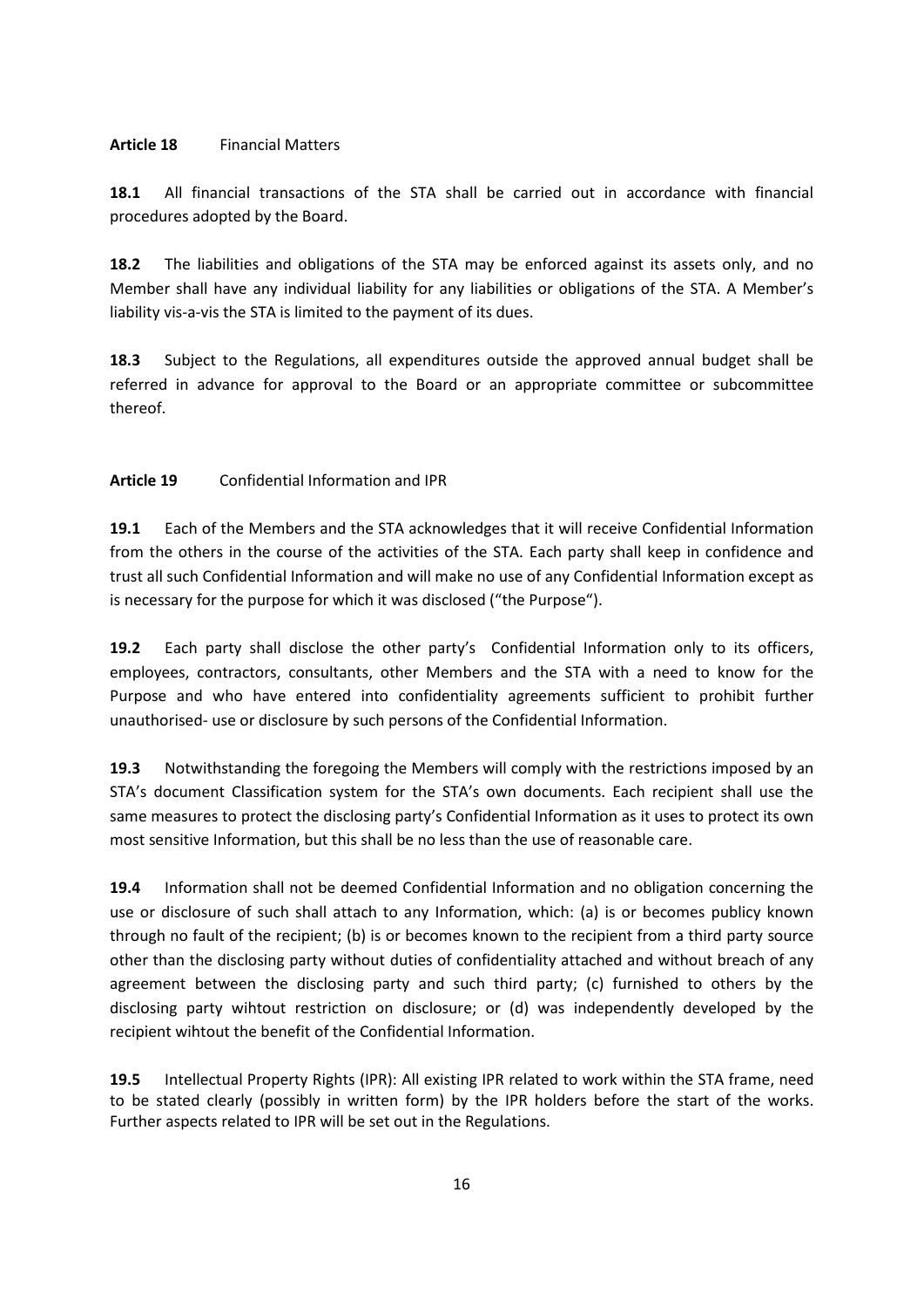**Article 18** Financial Matters

**18.1** All financial transactions of the STA shall be carried out in accordance with financial procedures adopted by the Board.

**18.2** The liabilities and obligations of the STA may be enforced against its assets only, and no Member shall have any individual liability for any liabilities or obligations of the STA. A Member's liability vis-a-vis the STA is limited to the payment of its dues.

**18.3** Subject to the Regulations, all expenditures outside the approved annual budget shall be referred in advance for approval to the Board or an appropriate committee or subcommittee thereof.

**Article 19** Confidential Information and IPR

**19.1** Each of the Members and the STA acknowledges that it will receive Confidential Information from the others in the course of the activities of the STA. Each party shall keep in confidence and trust all such Confidential Information and will make no use of any Confidential Information except as is necessary for the purpose for which it was disclosed ("the Purpose").

**19.2** Each party shall disclose the other party's Confidential Information only to its officers, employees, contractors, consultants, other Members and the STA with a need to know for the Purpose and who have entered into confidentiality agreements sufficient to prohibit further unauthorised- use or disclosure by such persons of the Confidential Information.

**19.3** Notwithstanding the foregoing the Members will comply with the restrictions imposed by an STA's document Classification system for the STA's own documents. Each recipient shall use the same measures to protect the disclosing party's Confidential Information as it uses to protect its own most sensitive Information, but this shall be no less than the use of reasonable care.

**19.4** Information shall not be deemed Confidential Information and no obligation concerning the use or disclosure of such shall attach to any Information, which: (a) is or becomes publicy known through no fault of the recipient; (b) is or becomes known to the recipient from a third party source other than the disclosing party without duties of confidentiality attached and without breach of any agreement between the disclosing party and such third party; (c) furnished to others by the disclosing party wihtout restriction on disclosure; or (d) was independently developed by the recipient wihtout the benefit of the Confidential Information.

**19.5** Intellectual Property Rights (IPR): All existing IPR related to work within the STA frame, need to be stated clearly (possibly in written form) by the IPR holders before the start of the works. Further aspects related to IPR will be set out in the Regulations.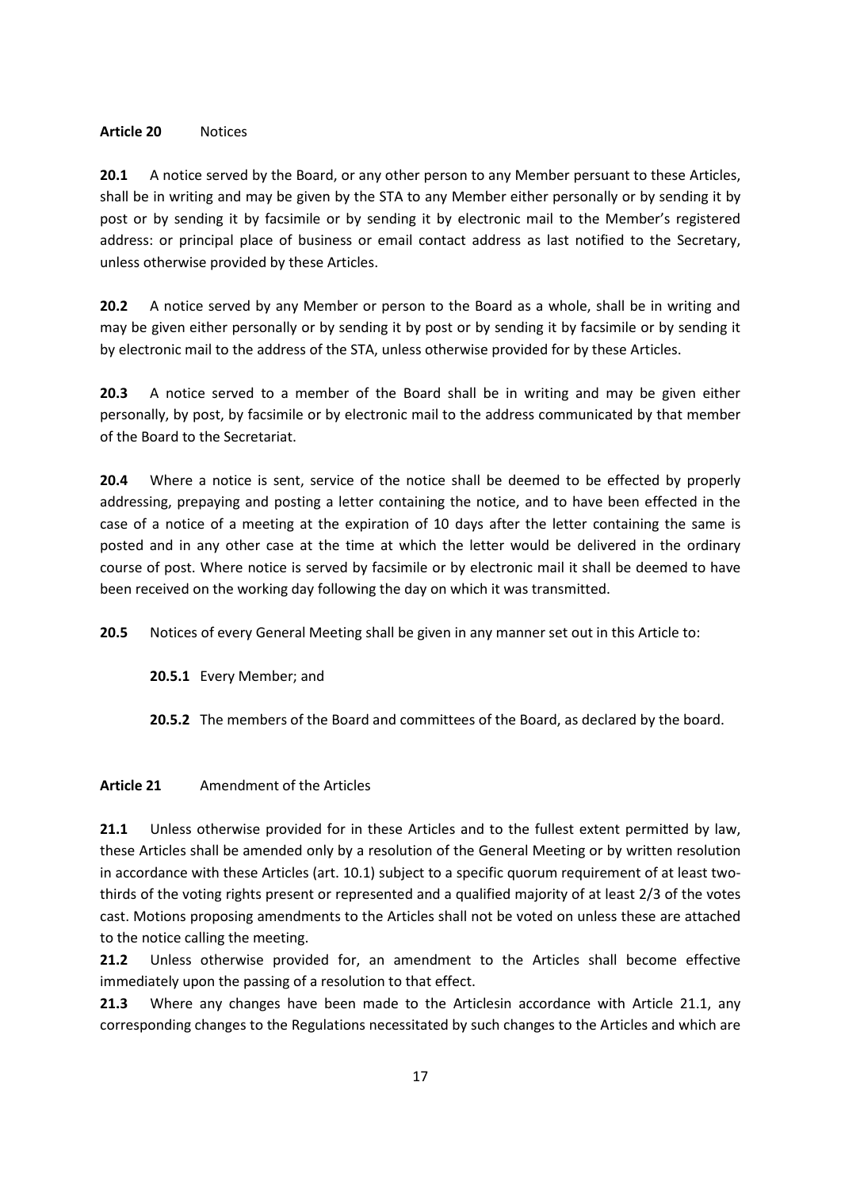**Article 20** Notices

**20.1** A notice served by the Board, or any other person to any Member persuant to these Articles, shall be in writing and may be given by the STA to any Member either personally or by sending it by post or by sending it by facsimile or by sending it by electronic mail to the Member's registered address: or principal place of business or email contact address as last notified to the Secretary, unless otherwise provided by these Articles.

**20.2** A notice served by any Member or person to the Board as a whole, shall be in writing and may be given either personally or by sending it by post or by sending it by facsimile or by sending it by electronic mail to the address of the STA, unless otherwise provided for by these Articles.

**20.3** A notice served to a member of the Board shall be in writing and may be given either personally, by post, by facsimile or by electronic mail to the address communicated by that member of the Board to the Secretariat.

**20.4** Where a notice is sent, service of the notice shall be deemed to be effected by properly addressing, prepaying and posting a letter containing the notice, and to have been effected in the case of a notice of a meeting at the expiration of 10 days after the letter containing the same is posted and in any other case at the time at which the letter would be delivered in the ordinary course of post. Where notice is served by facsimile or by electronic mail it shall be deemed to have been received on the working day following the day on which it was transmitted.

**20.5** Notices of every General Meeting shall be given in any manner set out in this Article to:

**20.5.1** Every Member; and

**20.5.2** The members of the Board and committees of the Board, as declared by the board.

**Article 21** Amendment of the Articles

**21.1** Unless otherwise provided for in these Articles and to the fullest extent permitted by law, these Articles shall be amended only by a resolution of the General Meeting or by written resolution in accordance with these Articles (art. 10.1) subject to a specific quorum requirement of at least two-thirds of the voting rights present or represented and a qualified majority of at least 2/3 of the votes cast. Motions proposing amendments to the Articles shall not be voted on unless these are attached to the notice calling the meeting.

**21.2** Unless otherwise provided for, an amendment to the Articles shall become effective immediately upon the passing of a resolution to that effect.

**21.3** Where any changes have been made to the Articlesin accordance with Article 21.1, any corresponding changes to the Regulations necessitated by such changes to the Articles and which are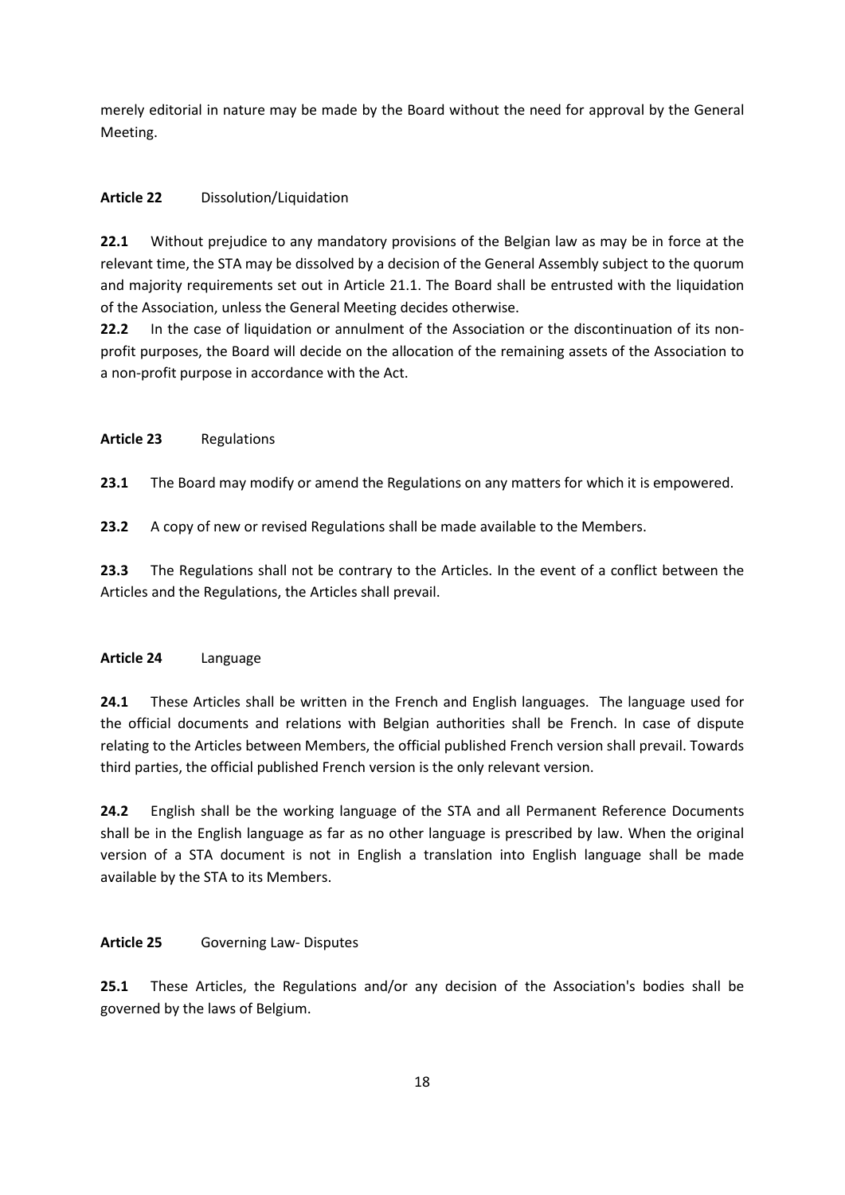merely editorial in nature may be made by the Board without the need for approval by the General Meeting.

**Article 22** Dissolution/Liquidation

**22.1** Without prejudice to any mandatory provisions of the Belgian law as may be in force at the relevant time, the STA may be dissolved by a decision of the General Assembly subject to the quorum and majority requirements set out in Article 21.1. The Board shall be entrusted with the liquidation of the Association, unless the General Meeting decides otherwise.

**22.2** In the case of liquidation or annulment of the Association or the discontinuation of its non-profit purposes, the Board will decide on the allocation of the remaining assets of the Association to a non-profit purpose in accordance with the Act.

**Article 23** Regulations

**23.1** The Board may modify or amend the Regulations on any matters for which it is empowered.

**23.2** A copy of new or revised Regulations shall be made available to the Members.

**23.3** The Regulations shall not be contrary to the Articles. In the event of a conflict between the Articles and the Regulations, the Articles shall prevail.

**Article 24** Language

**24.1** These Articles shall be written in the French and English languages. The language used for the official documents and relations with Belgian authorities shall be French. In case of dispute relating to the Articles between Members, the official published French version shall prevail. Towards third parties, the official published French version is the only relevant version.

**24.2** English shall be the working language of the STA and all Permanent Reference Documents shall be in the English language as far as no other language is prescribed by law. When the original version of a STA document is not in English a translation into English language shall be made available by the STA to its Members.

**Article 25** Governing Law- Disputes

**25.1** These Articles, the Regulations and/or any decision of the Association's bodies shall be governed by the laws of Belgium.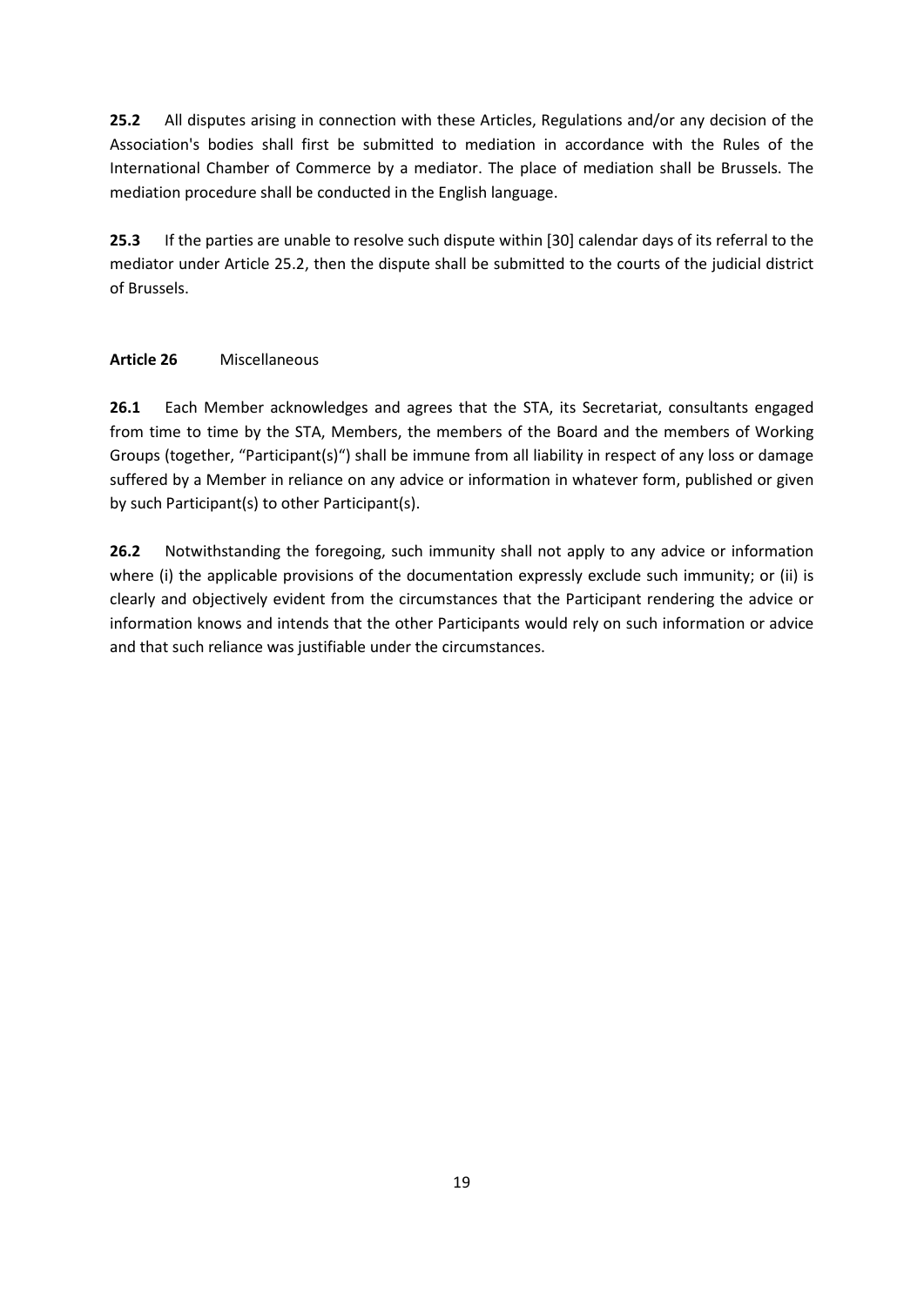**25.2** All disputes arising in connection with these Articles, Regulations and/or any decision of the Association's bodies shall first be submitted to mediation in accordance with the Rules of the International Chamber of Commerce by a mediator. The place of mediation shall be Brussels. The mediation procedure shall be conducted in the English language.

**25.3** If the parties are unable to resolve such dispute within [30] calendar days of its referral to the mediator under Article 25.2, then the dispute shall be submitted to the courts of the judicial district of Brussels.

**Article 26** Miscellaneous

**26.1** Each Member acknowledges and agrees that the STA, its Secretariat, consultants engaged from time to time by the STA, Members, the members of the Board and the members of Working Groups (together, "Participant(s)") shall be immune from all liability in respect of any loss or damage suffered by a Member in reliance on any advice or information in whatever form, published or given by such Participant(s) to other Participant(s).

**26.2** Notwithstanding the foregoing, such immunity shall not apply to any advice or information where (i) the applicable provisions of the documentation expressly exclude such immunity; or (ii) is clearly and objectively evident from the circumstances that the Participant rendering the advice or information knows and intends that the other Participants would rely on such information or advice and that such reliance was justifiable under the circumstances.